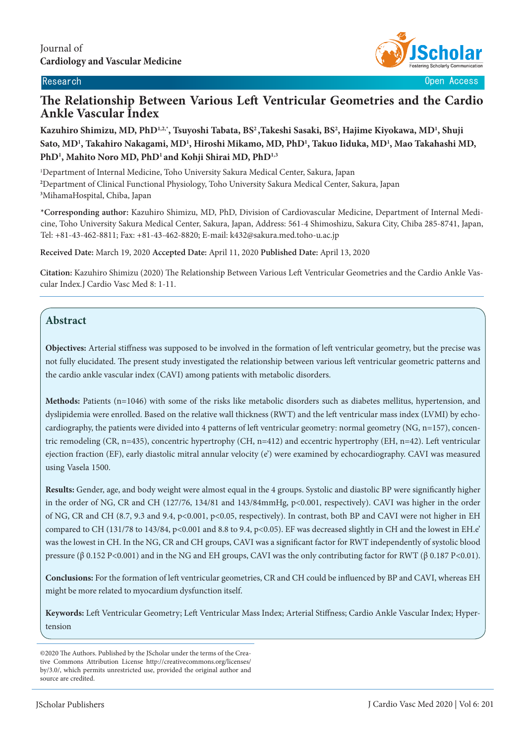Journal of
**Cardiology and Vascular Medicine**

Research Open Access

# The Relationship Between Various Left Ventricular Geometries and the Cardio Ankle Vascular Index

**Kazuhiro Shimizu, MD, PhD[1,2,*], Tsuyoshi Tabata, BS[2], Takeshi Sasaki, BS[2], Hajime Kiyokawa, MD[1], Shuji Sato, MD[1], Takahiro Nakagami, MD[1], Hiroshi Mikamo, MD, PhD[1], Takuo Iiduka, MD[1], Mao Takahashi MD, PhD[1], Mahito Noro MD, PhD[1] and Kohji Shirai MD, PhD[1,3]**

[1]Department of Internal Medicine, Toho University Sakura Medical Center, Sakura, Japan
[2]Department of Clinical Functional Physiology, Toho University Sakura Medical Center, Sakura, Japan
[3]MihamaHospital, Chiba, Japan

*Corresponding author: Kazuhiro Shimizu, MD, PhD, Division of Cardiovascular Medicine, Department of Internal Medicine, Toho University Sakura Medical Center, Sakura, Japan, Address: 561-4 Shimoshizu, Sakura City, Chiba 285-8741, Japan, Tel: +81-43-462-8811; Fax: +81-43-462-8820; E-mail: k432@sakura.med.toho-u.ac.jp

**Received Date:** March 19, 2020 **Accepted Date:** April 11, 2020 **Published Date:** April 13, 2020

**Citation:** Kazuhiro Shimizu (2020) The Relationship Between Various Left Ventricular Geometries and the Cardio Ankle Vascular Index.J Cardio Vasc Med 8: 1-11.

## Abstract

**Objectives:** Arterial stiffness was supposed to be involved in the formation of left ventricular geometry, but the precise was not fully elucidated. The present study investigated the relationship between various left ventricular geometric patterns and the cardio ankle vascular index (CAVI) among patients with metabolic disorders.

**Methods:** Patients (n=1046) with some of the risks like metabolic disorders such as diabetes mellitus, hypertension, and dyslipidemia were enrolled. Based on the relative wall thickness (RWT) and the left ventricular mass index (LVMI) by echocardiography, the patients were divided into 4 patterns of left ventricular geometry: normal geometry (NG, n=157), concentric remodeling (CR, n=435), concentric hypertrophy (CH, n=412) and eccentric hypertrophy (EH, n=42). Left ventricular ejection fraction (EF), early diastolic mitral annular velocity (e') were examined by echocardiography. CAVI was measured using Vasela 1500.

**Results:** Gender, age, and body weight were almost equal in the 4 groups. Systolic and diastolic BP were significantly higher in the order of NG, CR and CH (127/76, 134/81 and 143/84mmHg, $p<0.001$, respectively). CAVI was higher in the order of NG, CR and CH (8.7, 9.3 and 9.4, $p<0.001$, $p<0.05$, respectively). In contrast, both BP and CAVI were not higher in EH compared to CH (131/78 to 143/84, $p<0.001$ and 8.8 to 9.4, $p<0.05$). EF was decreased slightly in CH and the lowest in EH.e' was the lowest in CH. In the NG, CR and CH groups, CAVI was a significant factor for RWT independently of systolic blood pressure ($\beta$ 0.152 $P<0.001$) and in the NG and EH groups, CAVI was the only contributing factor for RWT ($\beta$ 0.187 $P<0.01$).

**Conclusions:** For the formation of left ventricular geometries, CR and CH could be influenced by BP and CAVI, whereas EH might be more related to myocardium dysfunction itself.

**Keywords:** Left Ventricular Geometry; Left Ventricular Mass Index; Arterial Stiffness; Cardio Ankle Vascular Index; Hypertension

©2020 The Authors. Published by the JScholar under the terms of the Creative Commons Attribution License http://creativecommons.org/licenses/by/3.0/, which permits unrestricted use, provided the original author and source are credited.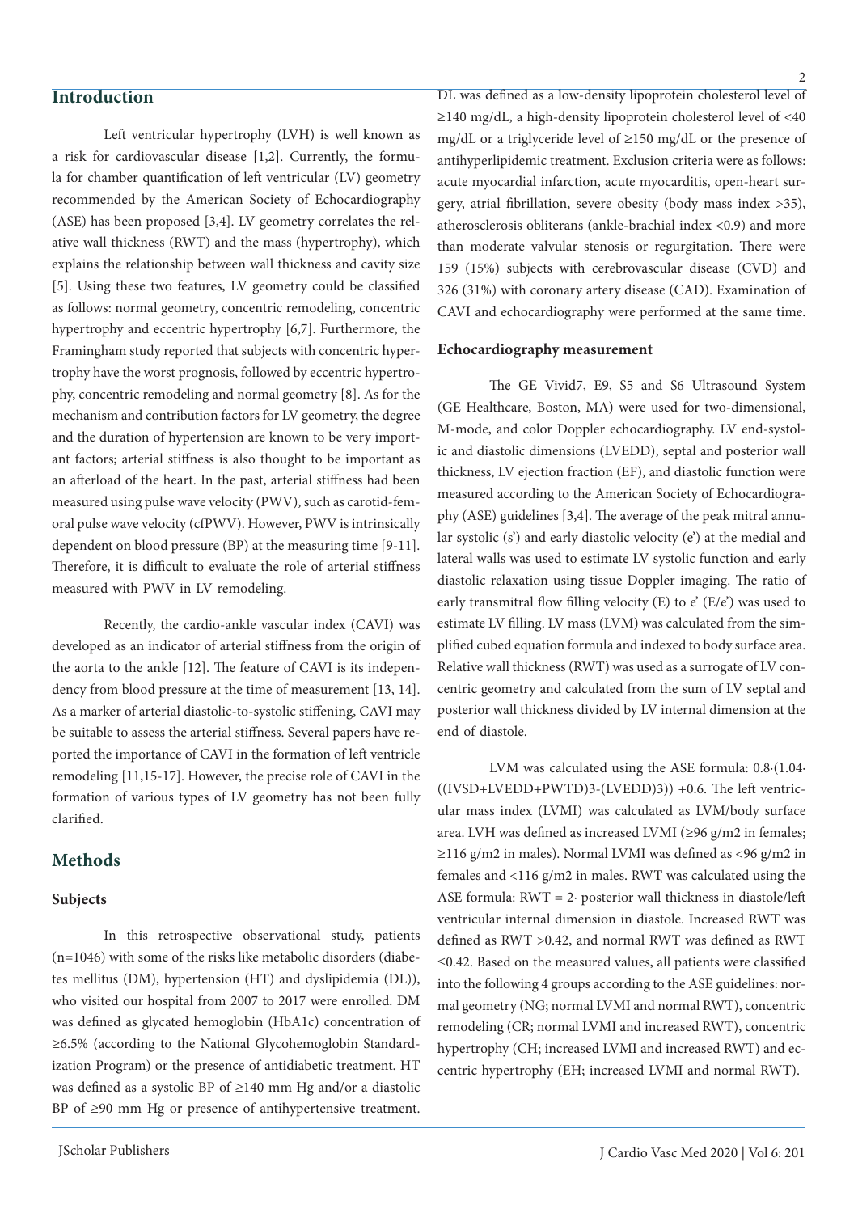## Introduction

Left ventricular hypertrophy (LVH) is well known as a risk for cardiovascular disease [1,2]. Currently, the formula for chamber quantification of left ventricular (LV) geometry recommended by the American Society of Echocardiography (ASE) has been proposed [3,4]. LV geometry correlates the relative wall thickness (RWT) and the mass (hypertrophy), which explains the relationship between wall thickness and cavity size [5]. Using these two features, LV geometry could be classified as follows: normal geometry, concentric remodeling, concentric hypertrophy and eccentric hypertrophy [6,7]. Furthermore, the Framingham study reported that subjects with concentric hypertrophy have the worst prognosis, followed by eccentric hypertrophy, concentric remodeling and normal geometry [8]. As for the mechanism and contribution factors for LV geometry, the degree and the duration of hypertension are known to be very important factors; arterial stiffness is also thought to be important as an afterload of the heart. In the past, arterial stiffness had been measured using pulse wave velocity (PWV), such as carotid-femoral pulse wave velocity (cfPWV). However, PWV is intrinsically dependent on blood pressure (BP) at the measuring time [9-11]. Therefore, it is difficult to evaluate the role of arterial stiffness measured with PWV in LV remodeling.

Recently, the cardio-ankle vascular index (CAVI) was developed as an indicator of arterial stiffness from the origin of the aorta to the ankle [12]. The feature of CAVI is its independency from blood pressure at the time of measurement [13, 14]. As a marker of arterial diastolic-to-systolic stiffening, CAVI may be suitable to assess the arterial stiffness. Several papers have reported the importance of CAVI in the formation of left ventricle remodeling [11,15-17]. However, the precise role of CAVI in the formation of various types of LV geometry has not been fully clarified.

## Methods

### Subjects

In this retrospective observational study, patients (n=1046) with some of the risks like metabolic disorders (diabetes mellitus (DM), hypertension (HT) and dyslipidemia (DL)), who visited our hospital from 2007 to 2017 were enrolled. DM was defined as glycated hemoglobin (HbA1c) concentration of ≥6.5% (according to the National Glycohemoglobin Standardization Program) or the presence of antidiabetic treatment. HT was defined as a systolic BP of ≥140 mm Hg and/or a diastolic BP of ≥90 mm Hg or presence of antihypertensive treatment. DL was defined as a low-density lipoprotein cholesterol level of ≥140 mg/dL, a high-density lipoprotein cholesterol level of <40 mg/dL or a triglyceride level of ≥150 mg/dL or the presence of antihyperlipidemic treatment. Exclusion criteria were as follows: acute myocardial infarction, acute myocarditis, open-heart surgery, atrial fibrillation, severe obesity (body mass index >35), atherosclerosis obliterans (ankle-brachial index <0.9) and more than moderate valvular stenosis or regurgitation. There were 159 (15%) subjects with cerebrovascular disease (CVD) and 326 (31%) with coronary artery disease (CAD). Examination of CAVI and echocardiography were performed at the same time.

### Echocardiography measurement

The GE Vivid7, E9, S5 and S6 Ultrasound System (GE Healthcare, Boston, MA) were used for two-dimensional, M-mode, and color Doppler echocardiography. LV end-systolic and diastolic dimensions (LVEDD), septal and posterior wall thickness, LV ejection fraction (EF), and diastolic function were measured according to the American Society of Echocardiography (ASE) guidelines [3,4]. The average of the peak mitral annular systolic (s') and early diastolic velocity (e') at the medial and lateral walls was used to estimate LV systolic function and early diastolic relaxation using tissue Doppler imaging. The ratio of early transmitral flow filling velocity (E) to e' (E/e') was used to estimate LV filling. LV mass (LVM) was calculated from the simplified cubed equation formula and indexed to body surface area. Relative wall thickness (RWT) was used as a surrogate of LV concentric geometry and calculated from the sum of LV septal and posterior wall thickness divided by LV internal dimension at the end of diastole.

LVM was calculated using the ASE formula: $0.8\cdot(1.04\cdot((IVSD+LVEDD+PWTD)^3-(LVEDD)^3)) +0.6$. The left ventricular mass index (LVMI) was calculated as LVM/body surface area. LVH was defined as increased LVMI (≥96 g/m2 in females; ≥116 g/m2 in males). Normal LVMI was defined as <96 g/m2 in females and <116 g/m2 in males. RWT was calculated using the ASE formula: RWT = 2· posterior wall thickness in diastole/left ventricular internal dimension in diastole. Increased RWT was defined as RWT >0.42, and normal RWT was defined as RWT ≤0.42. Based on the measured values, all patients were classified into the following 4 groups according to the ASE guidelines: normal geometry (NG; normal LVMI and normal RWT), concentric remodeling (CR; normal LVMI and increased RWT), concentric hypertrophy (CH; increased LVMI and increased RWT) and eccentric hypertrophy (EH; increased LVMI and normal RWT).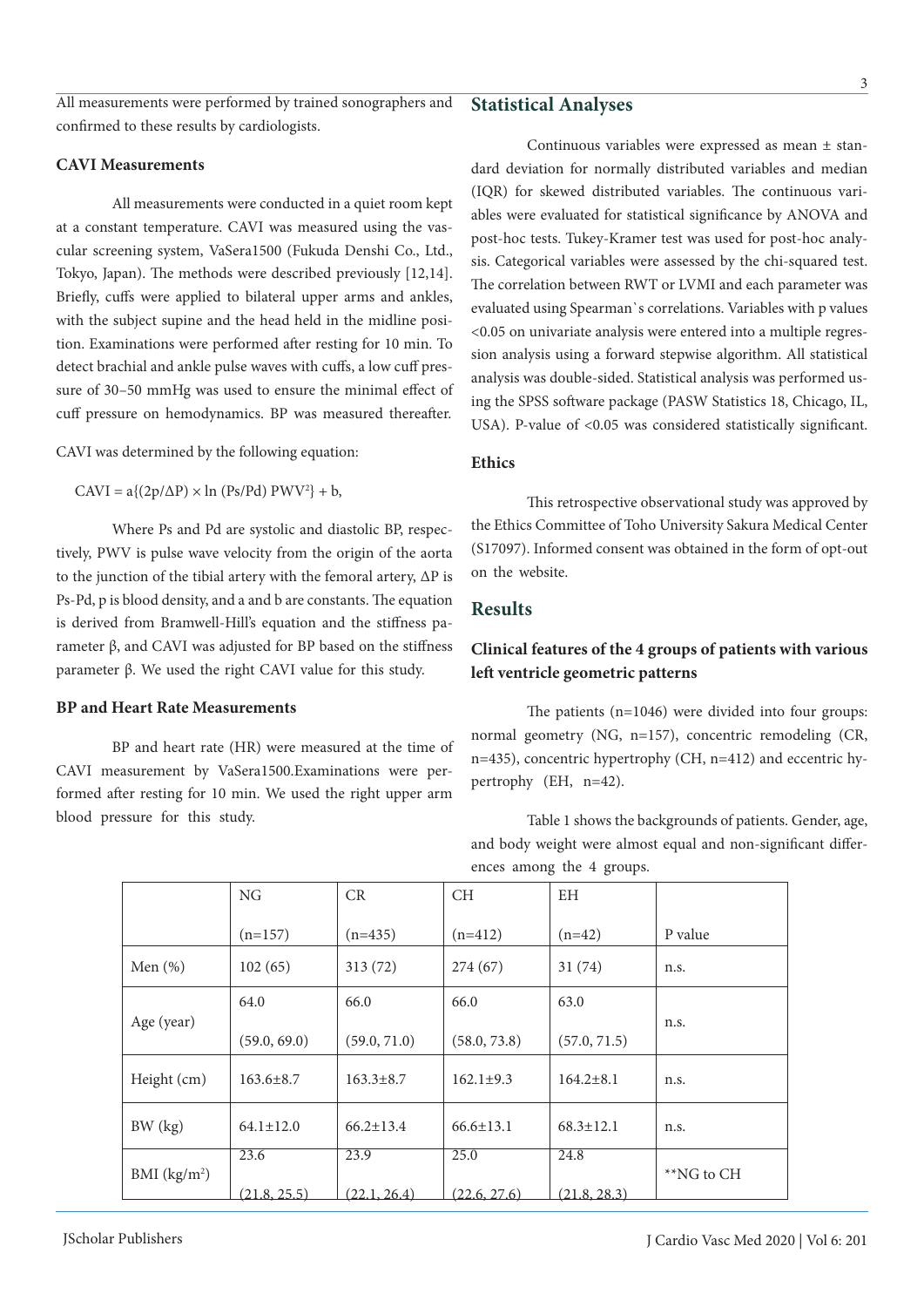All measurements were performed by trained sonographers and confirmed to these results by cardiologists.

### CAVI Measurements

All measurements were conducted in a quiet room kept at a constant temperature. CAVI was measured using the vascular screening system, VaSera1500 (Fukuda Denshi Co., Ltd., Tokyo, Japan). The methods were described previously [12,14]. Briefly, cuffs were applied to bilateral upper arms and ankles, with the subject supine and the head held in the midline position. Examinations were performed after resting for 10 min. To detect brachial and ankle pulse waves with cuffs, a low cuff pressure of 30–50 mmHg was used to ensure the minimal effect of cuff pressure on hemodynamics. BP was measured thereafter.

CAVI was determined by the following equation:

$$CAVI = a\{(2p/\Delta P) \times \ln (Ps/Pd)\ PWV^2\} + b,$$

Where Ps and Pd are systolic and diastolic BP, respectively, PWV is pulse wave velocity from the origin of the aorta to the junction of the tibial artery with the femoral artery, $\Delta P$ is Ps-Pd, p is blood density, and a and b are constants. The equation is derived from Bramwell-Hill's equation and the stiffness parameter β, and CAVI was adjusted for BP based on the stiffness parameter β. We used the right CAVI value for this study.

### BP and Heart Rate Measurements

BP and heart rate (HR) were measured at the time of CAVI measurement by VaSera1500.Examinations were performed after resting for 10 min. We used the right upper arm blood pressure for this study.

## Statistical Analyses

Continuous variables were expressed as mean ± standard deviation for normally distributed variables and median (IQR) for skewed distributed variables. The continuous variables were evaluated for statistical significance by ANOVA and post-hoc tests. Tukey-Kramer test was used for post-hoc analysis. Categorical variables were assessed by the chi-squared test. The correlation between RWT or LVMI and each parameter was evaluated using Spearman`s correlations. Variables with p values <0.05 on univariate analysis were entered into a multiple regression analysis using a forward stepwise algorithm. All statistical analysis was double-sided. Statistical analysis was performed using the SPSS software package (PASW Statistics 18, Chicago, IL, USA). P-value of <0.05 was considered statistically significant.

### Ethics

This retrospective observational study was approved by the Ethics Committee of Toho University Sakura Medical Center (S17097). Informed consent was obtained in the form of opt-out on the website.

## Results

### Clinical features of the 4 groups of patients with various left ventricle geometric patterns

The patients (n=1046) were divided into four groups: normal geometry (NG, n=157), concentric remodeling (CR, n=435), concentric hypertrophy (CH, n=412) and eccentric hypertrophy (EH, n=42).

Table 1 shows the backgrounds of patients. Gender, age, and body weight were almost equal and non-significant differences among the 4 groups.

| | NG (n=157) | CR (n=435) | CH (n=412) | EH (n=42) | P value |
|---|---|---|---|---|---|
| Men (%) | 102 (65) | 313 (72) | 274 (67) | 31 (74) | n.s. |
| Age (year) | 64.0 (59.0, 69.0) | 66.0 (59.0, 71.0) | 66.0 (58.0, 73.8) | 63.0 (57.0, 71.5) | n.s. |
| Height (cm) | 163.6±8.7 | 163.3±8.7 | 162.1±9.3 | 164.2±8.1 | n.s. |
| BW (kg) | 64.1±12.0 | 66.2±13.4 | 66.6±13.1 | 68.3±12.1 | n.s. |
| BMI ($kg/m^2$) | 23.6 (21.8, 25.5) | 23.9 (22.1, 26.4) | 25.0 (22.6, 27.6) | 24.8 (21.8, 28.3) | **NG to CH |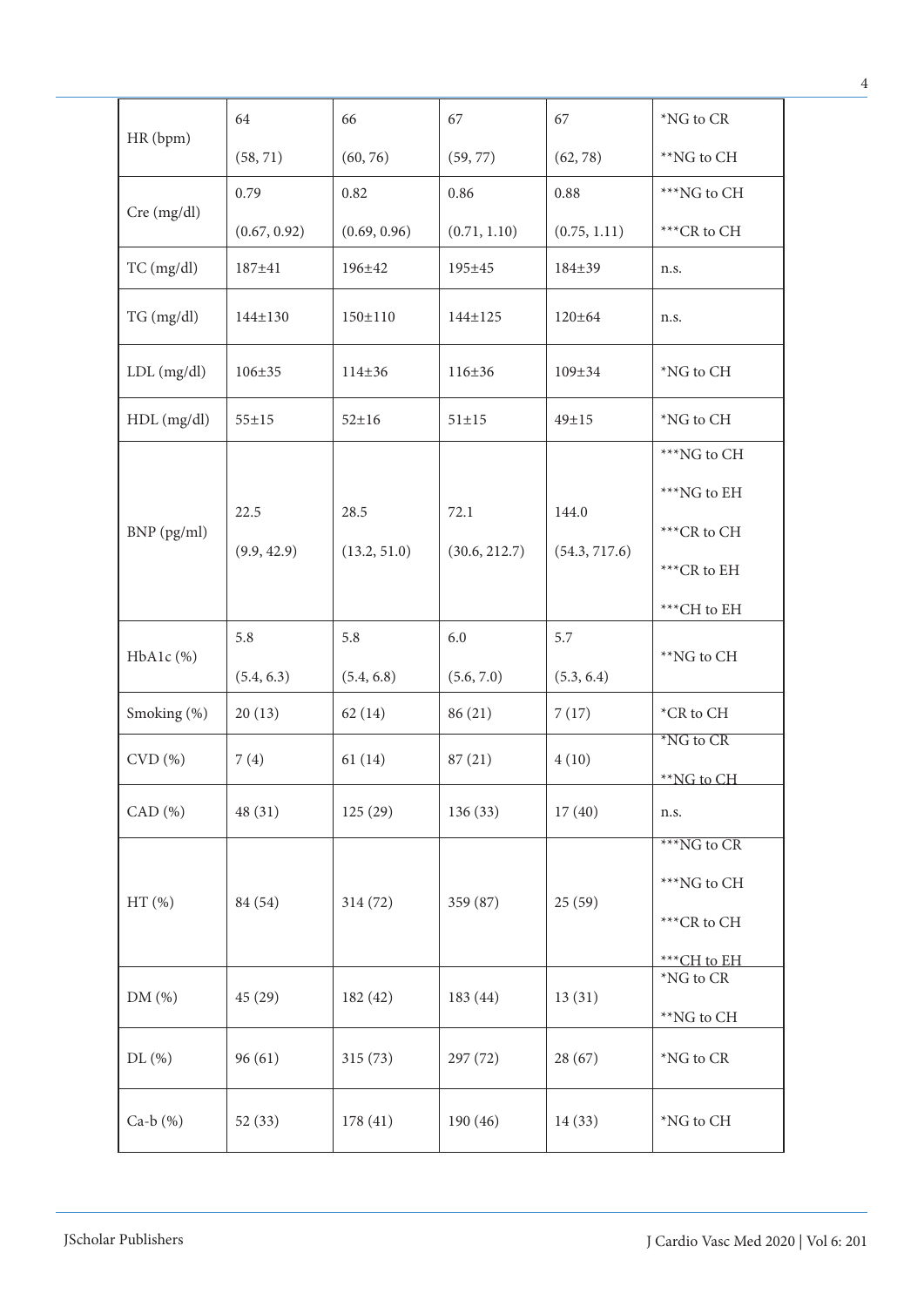| | | | | | |
|---|---|---|---|---|---|
| HR (bpm) | 64 (58, 71) | 66 (60, 76) | 67 (59, 77) | 67 (62, 78) | *NG to CR **NG to CH |
| Cre (mg/dl) | 0.79 (0.67, 0.92) | 0.82 (0.69, 0.96) | 0.86 (0.71, 1.10) | 0.88 (0.75, 1.11) | ***NG to CH ***CR to CH |
| TC (mg/dl) | 187±41 | 196±42 | 195±45 | 184±39 | n.s. |
| TG (mg/dl) | 144±130 | 150±110 | 144±125 | 120±64 | n.s. |
| LDL (mg/dl) | 106±35 | 114±36 | 116±36 | 109±34 | *NG to CH |
| HDL (mg/dl) | 55±15 | 52±16 | 51±15 | 49±15 | *NG to CH |
| BNP (pg/ml) | 22.5 (9.9, 42.9) | 28.5 (13.2, 51.0) | 72.1 (30.6, 212.7) | 144.0 (54.3, 717.6) | ***NG to CH ***NG to EH ***CR to CH ***CR to EH ***CH to EH |
| HbA1c (%) | 5.8 (5.4, 6.3) | 5.8 (5.4, 6.8) | 6.0 (5.6, 7.0) | 5.7 (5.3, 6.4) | **NG to CH |
| Smoking (%) | 20 (13) | 62 (14) | 86 (21) | 7 (17) | *CR to CH |
| CVD (%) | 7 (4) | 61 (14) | 87 (21) | 4 (10) | *NG to CR **NG to CH |
| CAD (%) | 48 (31) | 125 (29) | 136 (33) | 17 (40) | n.s. |
| HT (%) | 84 (54) | 314 (72) | 359 (87) | 25 (59) | ***NG to CR ***NG to CH ***CR to CH ***CH to EH |
| DM (%) | 45 (29) | 182 (42) | 183 (44) | 13 (31) | *NG to CR **NG to CH |
| DL (%) | 96 (61) | 315 (73) | 297 (72) | 28 (67) | *NG to CR |
| Ca-b (%) | 52 (33) | 178 (41) | 190 (46) | 14 (33) | *NG to CH |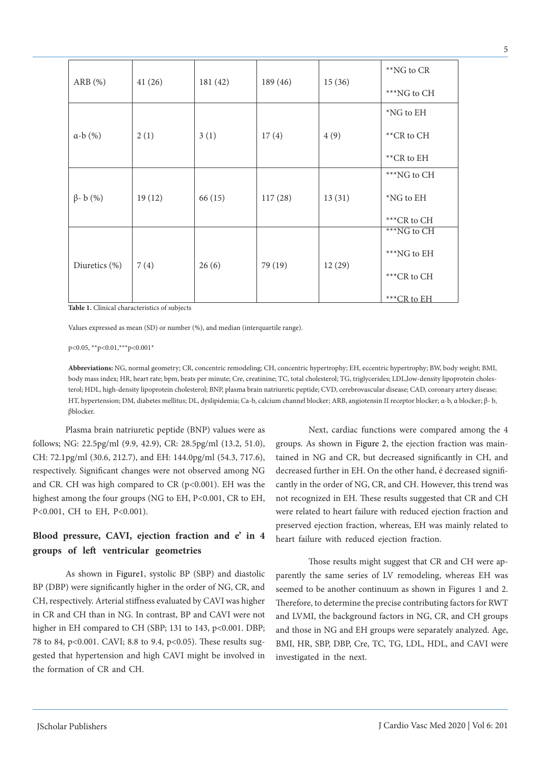| ARB (%) | 41 (26) | 181 (42) | 189 (46) | 15 (36) | **NG to CR<br>***NG to CH |
|---|---|---|---|---|---|
| α-b (%) | 2 (1) | 3 (1) | 17 (4) | 4 (9) | *NG to EH<br>**CR to CH<br>**CR to EH |
| β- b (%) | 19 (12) | 66 (15) | 117 (28) | 13 (31) | ***NG to CH<br>*NG to EH<br>***CR to CH |
| Diuretics (%) | 7 (4) | 26 (6) | 79 (19) | 12 (29) | ***NG to CH<br>***NG to EH<br>***CR to CH<br>***CR to EH |

**Table 1.** Clinical characteristics of subjects

Values expressed as mean (SD) or number (%), and median (interquartile range).

p<0.05, **p<0.01,***p<0.001*

**Abbreviations:** NG, normal geometry; CR, concentric remodeling; CH, concentric hypertrophy; EH, eccentric hypertrophy; BW, body weight; BMI, body mass index; HR, heart rate; bpm, beats per minute; Cre, creatinine; TC, total cholesterol; TG, triglycerides; LDL,low-density lipoprotein cholesterol; HDL, high-density lipoprotein cholesterol; BNP, plasma brain natriuretic peptide; CVD, cerebrovascular disease; CAD, coronary artery disease; HT, hypertension; DM, diabetes mellitus; DL, dyslipidemia; Ca-b, calcium channel blocker; ARB, angiotensin II receptor blocker; α-b, α blocker; β- b, βblocker.

Plasma brain natriuretic peptide (BNP) values were as follows; NG: 22.5pg/ml (9.9, 42.9), CR: 28.5pg/ml (13.2, 51.0), CH: 72.1pg/ml (30.6, 212.7), and EH: 144.0pg/ml (54.3, 717.6), respectively. Significant changes were not observed among NG and CR. CH was high compared to CR (p<0.001). EH was the highest among the four groups (NG to EH, P<0.001, CR to EH, P<0.001, CH to EH, P<0.001).

## Blood pressure, CAVI, ejection fraction and e' in 4 groups of left ventricular geometries

As shown in Figure1, systolic BP (SBP) and diastolic BP (DBP) were significantly higher in the order of NG, CR, and CH, respectively. Arterial stiffness evaluated by CAVI was higher in CR and CH than in NG. In contrast, BP and CAVI were not higher in EH compared to CH (SBP; 131 to 143, p<0.001. DBP; 78 to 84, p<0.001. CAVI; 8.8 to 9.4, p<0.05). These results suggested that hypertension and high CAVI might be involved in the formation of CR and CH.

Next, cardiac functions were compared among the 4 groups. As shown in Figure 2, the ejection fraction was maintained in NG and CR, but decreased significantly in CH, and decreased further in EH. On the other hand, é decreased significantly in the order of NG, CR, and CH. However, this trend was not recognized in EH. These results suggested that CR and CH were related to heart failure with reduced ejection fraction and preserved ejection fraction, whereas, EH was mainly related to heart failure with reduced ejection fraction.

Those results might suggest that CR and CH were apparently the same series of LV remodeling, whereas EH was seemed to be another continuum as shown in Figures 1 and 2. Therefore, to determine the precise contributing factors for RWT and LVMI, the background factors in NG, CR, and CH groups and those in NG and EH groups were separately analyzed. Age, BMI, HR, SBP, DBP, Cre, TC, TG, LDL, HDL, and CAVI were investigated in the next.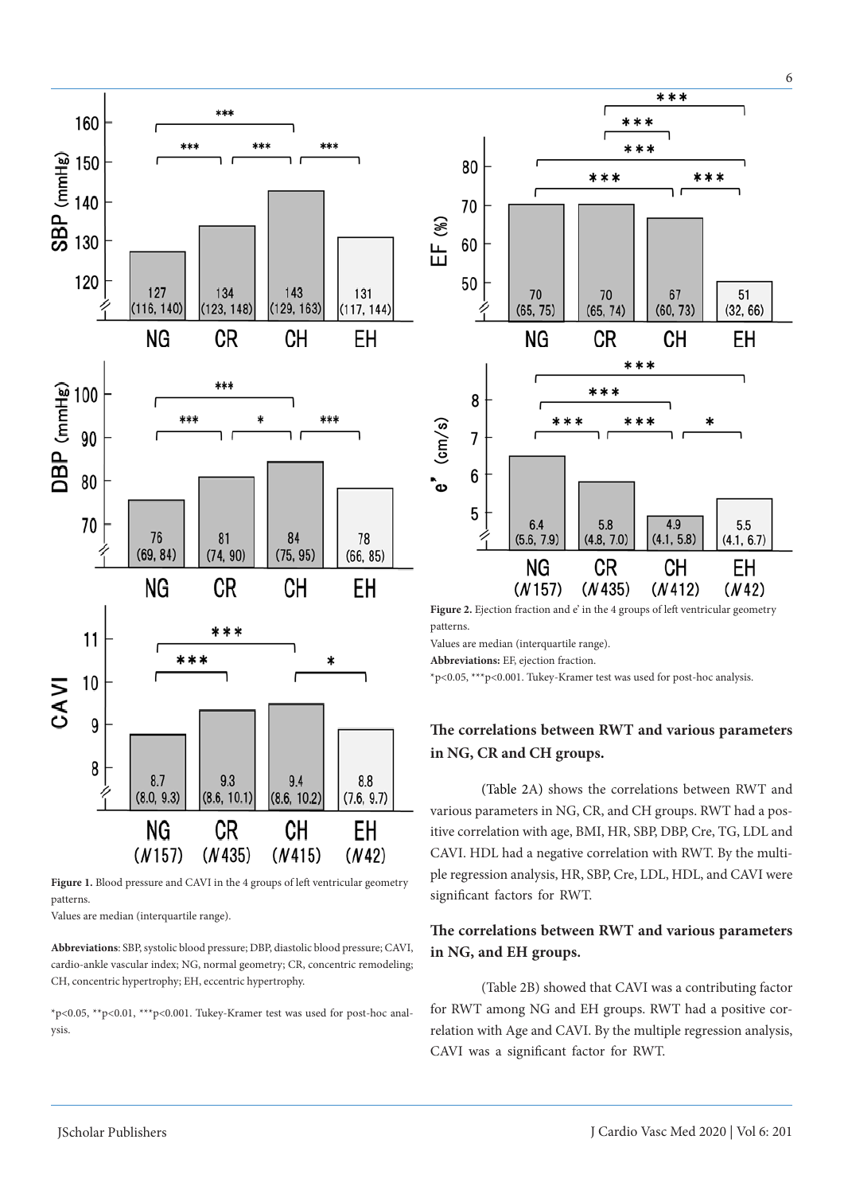**Figure 1.** Blood pressure and CAVI in the 4 groups of left ventricular geometry patterns.

Values are median (interquartile range).

**Abbreviations**: SBP, systolic blood pressure; DBP, diastolic blood pressure; CAVI, cardio-ankle vascular index; NG, normal geometry; CR, concentric remodeling; CH, concentric hypertrophy; EH, eccentric hypertrophy.

*p<0.05, **p<0.01, ***p<0.001. Tukey-Kramer test was used for post-hoc analysis.

**Figure 2.** Ejection fraction and e' in the 4 groups of left ventricular geometry patterns.

Values are median (interquartile range).

**Abbreviations:** EF, ejection fraction.

*p<0.05, ***p<0.001. Tukey-Kramer test was used for post-hoc analysis.

## The correlations between RWT and various parameters in NG, CR and CH groups.

(Table 2A) shows the correlations between RWT and various parameters in NG, CR, and CH groups. RWT had a positive correlation with age, BMI, HR, SBP, DBP, Cre, TG, LDL and CAVI. HDL had a negative correlation with RWT. By the multiple regression analysis, HR, SBP, Cre, LDL, HDL, and CAVI were significant factors for RWT.

## The correlations between RWT and various parameters in NG, and EH groups.

(Table 2B) showed that CAVI was a contributing factor for RWT among NG and EH groups. RWT had a positive correlation with Age and CAVI. By the multiple regression analysis, CAVI was a significant factor for RWT.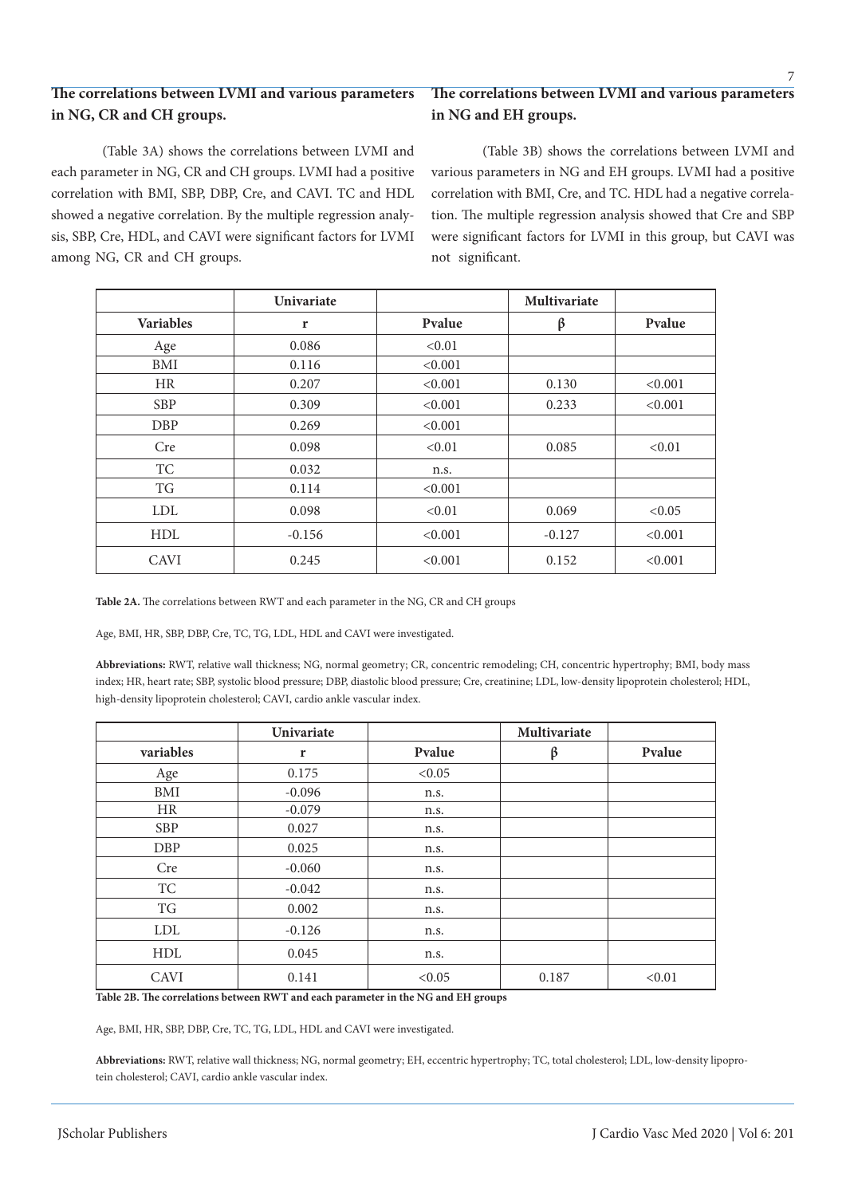**The correlations between LVMI and various parameters in NG, CR and CH groups.**

(Table 3A) shows the correlations between LVMI and each parameter in NG, CR and CH groups. LVMI had a positive correlation with BMI, SBP, DBP, Cre, and CAVI. TC and HDL showed a negative correlation. By the multiple regression analysis, SBP, Cre, HDL, and CAVI were significant factors for LVMI among NG, CR and CH groups.

**The correlations between LVMI and various parameters in NG and EH groups.**

(Table 3B) shows the correlations between LVMI and various parameters in NG and EH groups. LVMI had a positive correlation with BMI, Cre, and TC. HDL had a negative correlation. The multiple regression analysis showed that Cre and SBP were significant factors for LVMI in this group, but CAVI was not significant.

| | Univariate | | Multivariate | |
|---|---|---|---|---|
| **Variables** | **r** | **Pvalue** | **β** | **Pvalue** |
| Age | 0.086 | <0.01 | | |
| BMI | 0.116 | <0.001 | | |
| HR | 0.207 | <0.001 | 0.130 | <0.001 |
| SBP | 0.309 | <0.001 | 0.233 | <0.001 |
| DBP | 0.269 | <0.001 | | |
| Cre | 0.098 | <0.01 | 0.085 | <0.01 |
| TC | 0.032 | n.s. | | |
| TG | 0.114 | <0.001 | | |
| LDL | 0.098 | <0.01 | 0.069 | <0.05 |
| HDL | -0.156 | <0.001 | -0.127 | <0.001 |
| CAVI | 0.245 | <0.001 | 0.152 | <0.001 |

**Table 2A.** The correlations between RWT and each parameter in the NG, CR and CH groups

Age, BMI, HR, SBP, DBP, Cre, TC, TG, LDL, HDL and CAVI were investigated.

**Abbreviations:** RWT, relative wall thickness; NG, normal geometry; CR, concentric remodeling; CH, concentric hypertrophy; BMI, body mass index; HR, heart rate; SBP, systolic blood pressure; DBP, diastolic blood pressure; Cre, creatinine; LDL, low-density lipoprotein cholesterol; HDL, high-density lipoprotein cholesterol; CAVI, cardio ankle vascular index.

| | Univariate | | Multivariate | |
|---|---|---|---|---|
| **variables** | **r** | **Pvalue** | **β** | **Pvalue** |
| Age | 0.175 | <0.05 | | |
| BMI | -0.096 | n.s. | | |
| HR | -0.079 | n.s. | | |
| SBP | 0.027 | n.s. | | |
| DBP | 0.025 | n.s. | | |
| Cre | -0.060 | n.s. | | |
| TC | -0.042 | n.s. | | |
| TG | 0.002 | n.s. | | |
| LDL | -0.126 | n.s. | | |
| HDL | 0.045 | n.s. | | |
| CAVI | 0.141 | <0.05 | 0.187 | <0.01 |

**Table 2B. The correlations between RWT and each parameter in the NG and EH groups**

Age, BMI, HR, SBP, DBP, Cre, TC, TG, LDL, HDL and CAVI were investigated.

**Abbreviations:** RWT, relative wall thickness; NG, normal geometry; EH, eccentric hypertrophy; TC, total cholesterol; LDL, low-density lipoprotein cholesterol; CAVI, cardio ankle vascular index.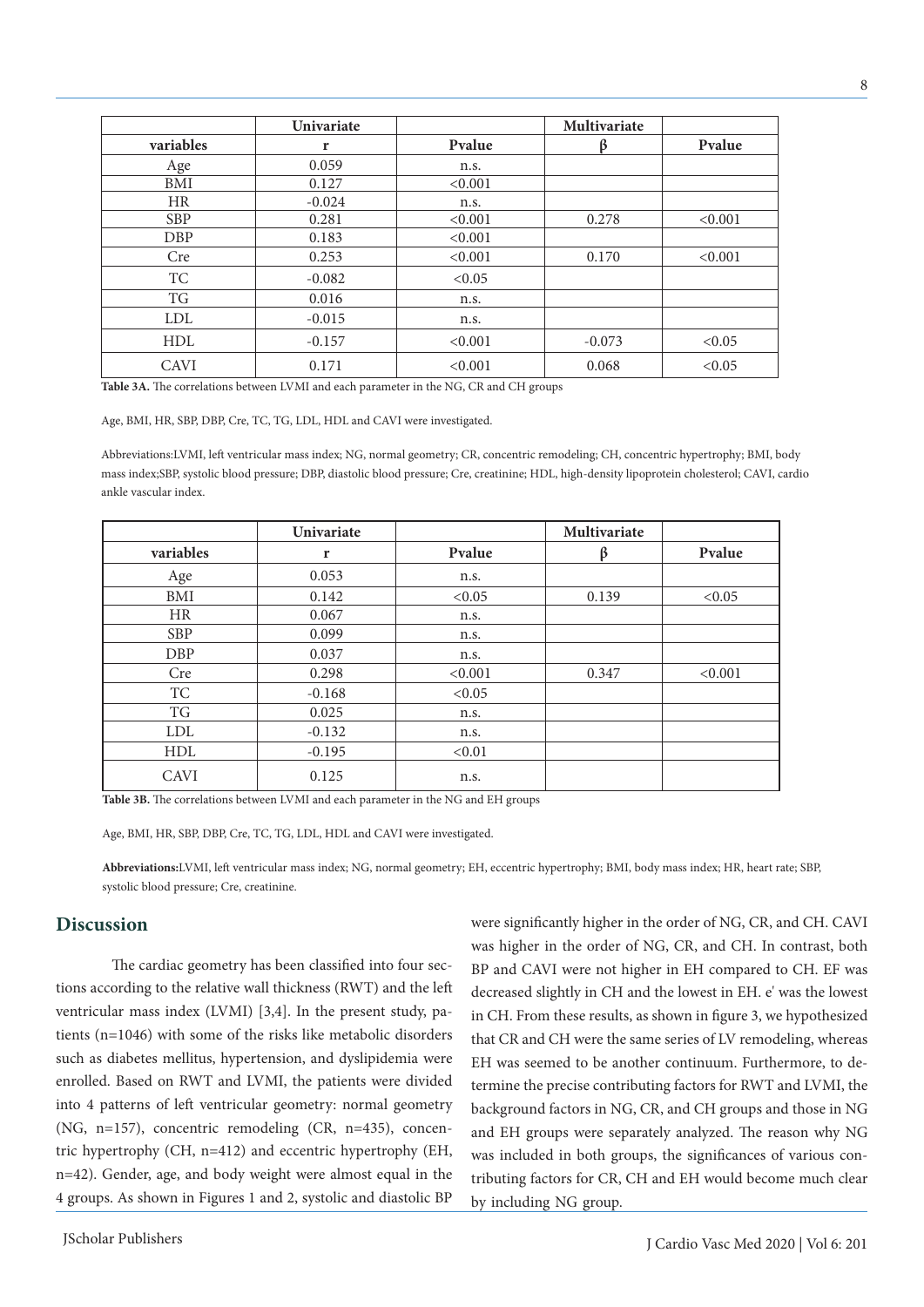| | Univariate | | Multivariate | |
|---|---|---|---|---|
| variables | r | Pvalue | β | Pvalue |
| Age | 0.059 | n.s. | | |
| BMI | 0.127 | <0.001 | | |
| HR | -0.024 | n.s. | | |
| SBP | 0.281 | <0.001 | 0.278 | <0.001 |
| DBP | 0.183 | <0.001 | | |
| Cre | 0.253 | <0.001 | 0.170 | <0.001 |
| TC | -0.082 | <0.05 | | |
| TG | 0.016 | n.s. | | |
| LDL | -0.015 | n.s. | | |
| HDL | -0.157 | <0.001 | -0.073 | <0.05 |
| CAVI | 0.171 | <0.001 | 0.068 | <0.05 |

**Table 3A.** The correlations between LVMI and each parameter in the NG, CR and CH groups

Age, BMI, HR, SBP, DBP, Cre, TC, TG, LDL, HDL and CAVI were investigated.

Abbreviations:LVMI, left ventricular mass index; NG, normal geometry; CR, concentric remodeling; CH, concentric hypertrophy; BMI, body mass index;SBP, systolic blood pressure; DBP, diastolic blood pressure; Cre, creatinine; HDL, high-density lipoprotein cholesterol; CAVI, cardio ankle vascular index.

| | Univariate | | Multivariate | |
|---|---|---|---|---|
| variables | r | Pvalue | β | Pvalue |
| Age | 0.053 | n.s. | | |
| BMI | 0.142 | <0.05 | 0.139 | <0.05 |
| HR | 0.067 | n.s. | | |
| SBP | 0.099 | n.s. | | |
| DBP | 0.037 | n.s. | | |
| Cre | 0.298 | <0.001 | 0.347 | <0.001 |
| TC | -0.168 | <0.05 | | |
| TG | 0.025 | n.s. | | |
| LDL | -0.132 | n.s. | | |
| HDL | -0.195 | <0.01 | | |
| CAVI | 0.125 | n.s. | | |

**Table 3B.** The correlations between LVMI and each parameter in the NG and EH groups

Age, BMI, HR, SBP, DBP, Cre, TC, TG, LDL, HDL and CAVI were investigated.

**Abbreviations:**LVMI, left ventricular mass index; NG, normal geometry; EH, eccentric hypertrophy; BMI, body mass index; HR, heart rate; SBP, systolic blood pressure; Cre, creatinine.

## Discussion

The cardiac geometry has been classified into four sections according to the relative wall thickness (RWT) and the left ventricular mass index (LVMI) [3,4]. In the present study, patients (n=1046) with some of the risks like metabolic disorders such as diabetes mellitus, hypertension, and dyslipidemia were enrolled. Based on RWT and LVMI, the patients were divided into 4 patterns of left ventricular geometry: normal geometry (NG, n=157), concentric remodeling (CR, n=435), concentric hypertrophy (CH, n=412) and eccentric hypertrophy (EH, n=42). Gender, age, and body weight were almost equal in the 4 groups. As shown in Figures 1 and 2, systolic and diastolic BP were significantly higher in the order of NG, CR, and CH. CAVI was higher in the order of NG, CR, and CH. In contrast, both BP and CAVI were not higher in EH compared to CH. EF was decreased slightly in CH and the lowest in EH. e' was the lowest in CH. From these results, as shown in figure 3, we hypothesized that CR and CH were the same series of LV remodeling, whereas EH was seemed to be another continuum. Furthermore, to determine the precise contributing factors for RWT and LVMI, the background factors in NG, CR, and CH groups and those in NG and EH groups were separately analyzed. The reason why NG was included in both groups, the significances of various contributing factors for CR, CH and EH would become much clear by including NG group.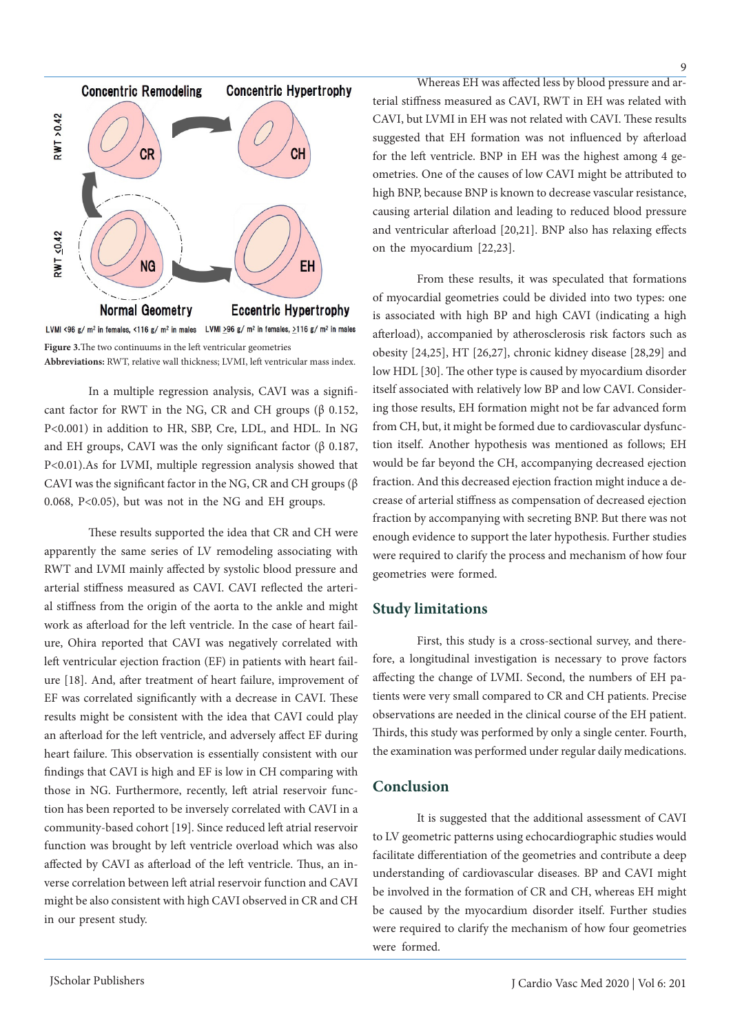Concentric Remodeling Concentric Hypertrophy

RWT >0.42

RWT ≤0.42

Normal Geometry Eccentric Hypertrophy

LVMI <96 g/ m² in females, <116 g/ m² in males LVMI ≥96 g/ m² in females, ≥116 g/ m² in males

**Figure 3.** The two continuums in the left ventricular geometries

**Abbreviations:** RWT, relative wall thickness; LVMI, left ventricular mass index.

In a multiple regression analysis, CAVI was a significant factor for RWT in the NG, CR and CH groups (β 0.152, P<0.001) in addition to HR, SBP, Cre, LDL, and HDL. In NG and EH groups, CAVI was the only significant factor (β 0.187, P<0.01). As for LVMI, multiple regression analysis showed that CAVI was the significant factor in the NG, CR and CH groups (β 0.068, P<0.05), but was not in the NG and EH groups.

These results supported the idea that CR and CH were apparently the same series of LV remodeling associating with RWT and LVMI mainly affected by systolic blood pressure and arterial stiffness measured as CAVI. CAVI reflected the arterial stiffness from the origin of the aorta to the ankle and might work as afterload for the left ventricle. In the case of heart failure, Ohira reported that CAVI was negatively correlated with left ventricular ejection fraction (EF) in patients with heart failure [18]. And, after treatment of heart failure, improvement of EF was correlated significantly with a decrease in CAVI. These results might be consistent with the idea that CAVI could play an afterload for the left ventricle, and adversely affect EF during heart failure. This observation is essentially consistent with our findings that CAVI is high and EF is low in CH comparing with those in NG. Furthermore, recently, left atrial reservoir function has been reported to be inversely correlated with CAVI in a community-based cohort [19]. Since reduced left atrial reservoir function was brought by left ventricle overload which was also affected by CAVI as afterload of the left ventricle. Thus, an inverse correlation between left atrial reservoir function and CAVI might be also consistent with high CAVI observed in CR and CH in our present study.

Whereas EH was affected less by blood pressure and arterial stiffness measured as CAVI, RWT in EH was related with CAVI, but LVMI in EH was not related with CAVI. These results suggested that EH formation was not influenced by afterload for the left ventricle. BNP in EH was the highest among 4 geometries. One of the causes of low CAVI might be attributed to high BNP, because BNP is known to decrease vascular resistance, causing arterial dilation and leading to reduced blood pressure and ventricular afterload [20,21]. BNP also has relaxing effects on the myocardium [22,23].

From these results, it was speculated that formations of myocardial geometries could be divided into two types: one is associated with high BP and high CAVI (indicating a high afterload), accompanied by atherosclerosis risk factors such as obesity [24,25], HT [26,27], chronic kidney disease [28,29] and low HDL [30]. The other type is caused by myocardium disorder itself associated with relatively low BP and low CAVI. Considering those results, EH formation might not be far advanced form from CH, but, it might be formed due to cardiovascular dysfunction itself. Another hypothesis was mentioned as follows; EH would be far beyond the CH, accompanying decreased ejection fraction. And this decreased ejection fraction might induce a decrease of arterial stiffness as compensation of decreased ejection fraction by accompanying with secreting BNP. But there was not enough evidence to support the later hypothesis. Further studies were required to clarify the process and mechanism of how four geometries were formed.

## Study limitations

First, this study is a cross-sectional survey, and therefore, a longitudinal investigation is necessary to prove factors affecting the change of LVMI. Second, the numbers of EH patients were very small compared to CR and CH patients. Precise observations are needed in the clinical course of the EH patient. Thirds, this study was performed by only a single center. Fourth, the examination was performed under regular daily medications.

## Conclusion

It is suggested that the additional assessment of CAVI to LV geometric patterns using echocardiographic studies would facilitate differentiation of the geometries and contribute a deep understanding of cardiovascular diseases. BP and CAVI might be involved in the formation of CR and CH, whereas EH might be caused by the myocardium disorder itself. Further studies were required to clarify the mechanism of how four geometries were formed.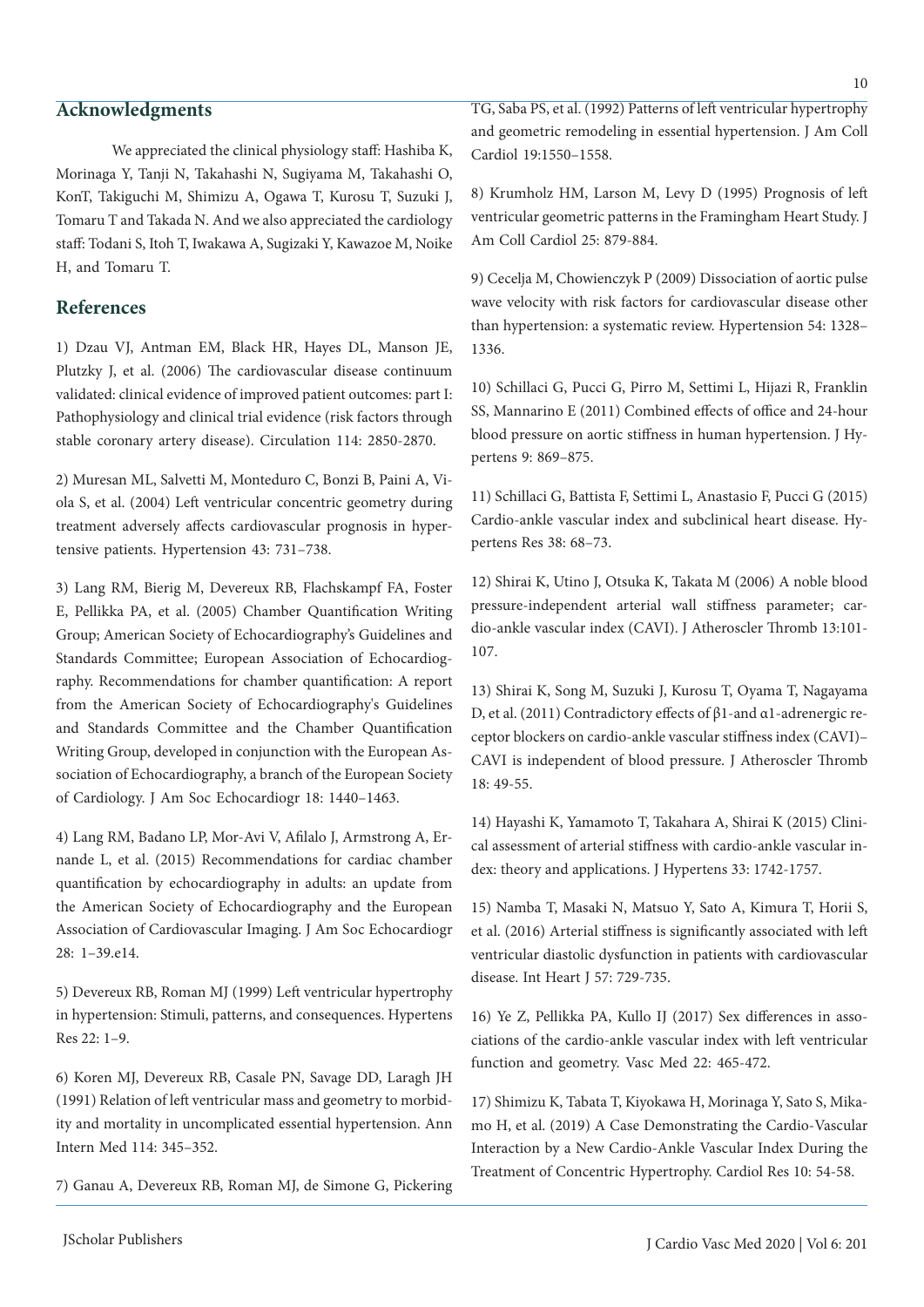## Acknowledgments

We appreciated the clinical physiology staff: Hashiba K, Morinaga Y, Tanji N, Takahashi N, Sugiyama M, Takahashi O, KonT, Takiguchi M, Shimizu A, Ogawa T, Kurosu T, Suzuki J, Tomaru T and Takada N. And we also appreciated the cardiology staff: Todani S, Itoh T, Iwakawa A, Sugizaki Y, Kawazoe M, Noike H, and Tomaru T.

## References

1) Dzau VJ, Antman EM, Black HR, Hayes DL, Manson JE, Plutzky J, et al. (2006) The cardiovascular disease continuum validated: clinical evidence of improved patient outcomes: part I: Pathophysiology and clinical trial evidence (risk factors through stable coronary artery disease). Circulation 114: 2850-2870.

2) Muresan ML, Salvetti M, Monteduro C, Bonzi B, Paini A, Viola S, et al. (2004) Left ventricular concentric geometry during treatment adversely affects cardiovascular prognosis in hypertensive patients. Hypertension 43: 731–738.

3) Lang RM, Bierig M, Devereux RB, Flachskampf FA, Foster E, Pellikka PA, et al. (2005) Chamber Quantification Writing Group; American Society of Echocardiography's Guidelines and Standards Committee; European Association of Echocardiography. Recommendations for chamber quantification: A report from the American Society of Echocardiography's Guidelines and Standards Committee and the Chamber Quantification Writing Group, developed in conjunction with the European Association of Echocardiography, a branch of the European Society of Cardiology. J Am Soc Echocardiogr 18: 1440–1463.

4) Lang RM, Badano LP, Mor-Avi V, Afilalo J, Armstrong A, Ernande L, et al. (2015) Recommendations for cardiac chamber quantification by echocardiography in adults: an update from the American Society of Echocardiography and the European Association of Cardiovascular Imaging. J Am Soc Echocardiogr 28: 1–39.e14.

5) Devereux RB, Roman MJ (1999) Left ventricular hypertrophy in hypertension: Stimuli, patterns, and consequences. Hypertens Res 22: 1–9.

6) Koren MJ, Devereux RB, Casale PN, Savage DD, Laragh JH (1991) Relation of left ventricular mass and geometry to morbidity and mortality in uncomplicated essential hypertension. Ann Intern Med 114: 345–352.

7) Ganau A, Devereux RB, Roman MJ, de Simone G, Pickering TG, Saba PS, et al. (1992) Patterns of left ventricular hypertrophy and geometric remodeling in essential hypertension. J Am Coll Cardiol 19:1550–1558.

8) Krumholz HM, Larson M, Levy D (1995) Prognosis of left ventricular geometric patterns in the Framingham Heart Study. J Am Coll Cardiol 25: 879-884.

9) Cecelja M, Chowienczyk P (2009) Dissociation of aortic pulse wave velocity with risk factors for cardiovascular disease other than hypertension: a systematic review. Hypertension 54: 1328–1336.

10) Schillaci G, Pucci G, Pirro M, Settimi L, Hijazi R, Franklin SS, Mannarino E (2011) Combined effects of office and 24-hour blood pressure on aortic stiffness in human hypertension. J Hypertens 9: 869–875.

11) Schillaci G, Battista F, Settimi L, Anastasio F, Pucci G (2015) Cardio-ankle vascular index and subclinical heart disease. Hypertens Res 38: 68–73.

12) Shirai K, Utino J, Otsuka K, Takata M (2006) A noble blood pressure-independent arterial wall stiffness parameter; cardio-ankle vascular index (CAVI). J Atheroscler Thromb 13:101-107.

13) Shirai K, Song M, Suzuki J, Kurosu T, Oyama T, Nagayama D, et al. (2011) Contradictory effects of β1-and α1-adrenergic receptor blockers on cardio-ankle vascular stiffness index (CAVI)–CAVI is independent of blood pressure. J Atheroscler Thromb 18: 49-55.

14) Hayashi K, Yamamoto T, Takahara A, Shirai K (2015) Clinical assessment of arterial stiffness with cardio-ankle vascular index: theory and applications. J Hypertens 33: 1742-1757.

15) Namba T, Masaki N, Matsuo Y, Sato A, Kimura T, Horii S, et al. (2016) Arterial stiffness is significantly associated with left ventricular diastolic dysfunction in patients with cardiovascular disease. Int Heart J 57: 729-735.

16) Ye Z, Pellikka PA, Kullo IJ (2017) Sex differences in associations of the cardio-ankle vascular index with left ventricular function and geometry. Vasc Med 22: 465-472.

17) Shimizu K, Tabata T, Kiyokawa H, Morinaga Y, Sato S, Mikamo H, et al. (2019) A Case Demonstrating the Cardio-Vascular Interaction by a New Cardio-Ankle Vascular Index During the Treatment of Concentric Hypertrophy. Cardiol Res 10: 54-58.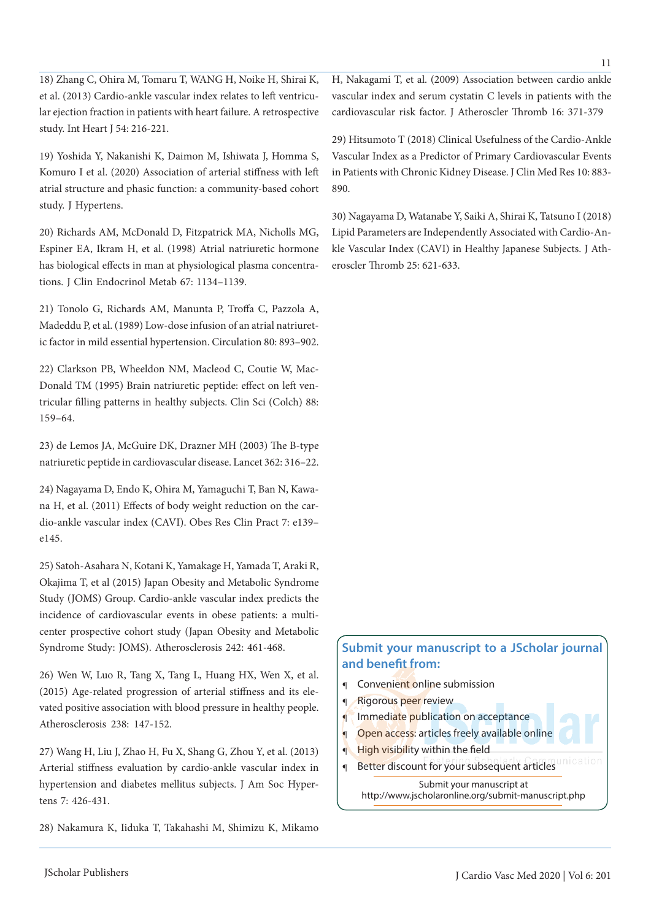18) Zhang C, Ohira M, Tomaru T, WANG H, Noike H, Shirai K, et al. (2013) Cardio-ankle vascular index relates to left ventricular ejection fraction in patients with heart failure. A retrospective study. Int Heart J 54: 216-221.

19) Yoshida Y, Nakanishi K, Daimon M, Ishiwata J, Homma S, Komuro I et al. (2020) Association of arterial stiffness with left atrial structure and phasic function: a community-based cohort study. J Hypertens.

20) Richards AM, McDonald D, Fitzpatrick MA, Nicholls MG, Espiner EA, Ikram H, et al. (1998) Atrial natriuretic hormone has biological effects in man at physiological plasma concentrations. J Clin Endocrinol Metab 67: 1134–1139.

21) Tonolo G, Richards AM, Manunta P, Troffa C, Pazzola A, Madeddu P, et al. (1989) Low-dose infusion of an atrial natriuretic factor in mild essential hypertension. Circulation 80: 893–902.

22) Clarkson PB, Wheeldon NM, Macleod C, Coutie W, MacDonald TM (1995) Brain natriuretic peptide: effect on left ventricular filling patterns in healthy subjects. Clin Sci (Colch) 88: 159–64.

23) de Lemos JA, McGuire DK, Drazner MH (2003) The B-type natriuretic peptide in cardiovascular disease. Lancet 362: 316–22.

24) Nagayama D, Endo K, Ohira M, Yamaguchi T, Ban N, Kawana H, et al. (2011) Effects of body weight reduction on the cardio-ankle vascular index (CAVI). Obes Res Clin Pract 7: e139–e145.

25) Satoh-Asahara N, Kotani K, Yamakage H, Yamada T, Araki R, Okajima T, et al (2015) Japan Obesity and Metabolic Syndrome Study (JOMS) Group. Cardio-ankle vascular index predicts the incidence of cardiovascular events in obese patients: a multicenter prospective cohort study (Japan Obesity and Metabolic Syndrome Study: JOMS). Atherosclerosis 242: 461-468.

26) Wen W, Luo R, Tang X, Tang L, Huang HX, Wen X, et al. (2015) Age-related progression of arterial stiffness and its elevated positive association with blood pressure in healthy people. Atherosclerosis 238: 147-152.

27) Wang H, Liu J, Zhao H, Fu X, Shang G, Zhou Y, et al. (2013) Arterial stiffness evaluation by cardio-ankle vascular index in hypertension and diabetes mellitus subjects. J Am Soc Hypertens 7: 426-431.

28) Nakamura K, Iiduka T, Takahashi M, Shimizu K, Mikamo H, Nakagami T, et al. (2009) Association between cardio ankle vascular index and serum cystatin C levels in patients with the cardiovascular risk factor. J Atheroscler Thromb 16: 371-379

29) Hitsumoto T (2018) Clinical Usefulness of the Cardio-Ankle Vascular Index as a Predictor of Primary Cardiovascular Events in Patients with Chronic Kidney Disease. J Clin Med Res 10: 883-890.

30) Nagayama D, Watanabe Y, Saiki A, Shirai K, Tatsuno I (2018) Lipid Parameters are Independently Associated with Cardio-Ankle Vascular Index (CAVI) in Healthy Japanese Subjects. J Atheroscler Thromb 25: 621-633.

**Submit your manuscript to a JScholar journal and benefit from:**

- Convenient online submission
- Rigorous peer review
- Immediate publication on acceptance
- Open access: articles freely available online
- High visibility within the field
- Better discount for your subsequent articles

Submit your manuscript at
http://www.jscholaronline.org/submit-manuscript.php